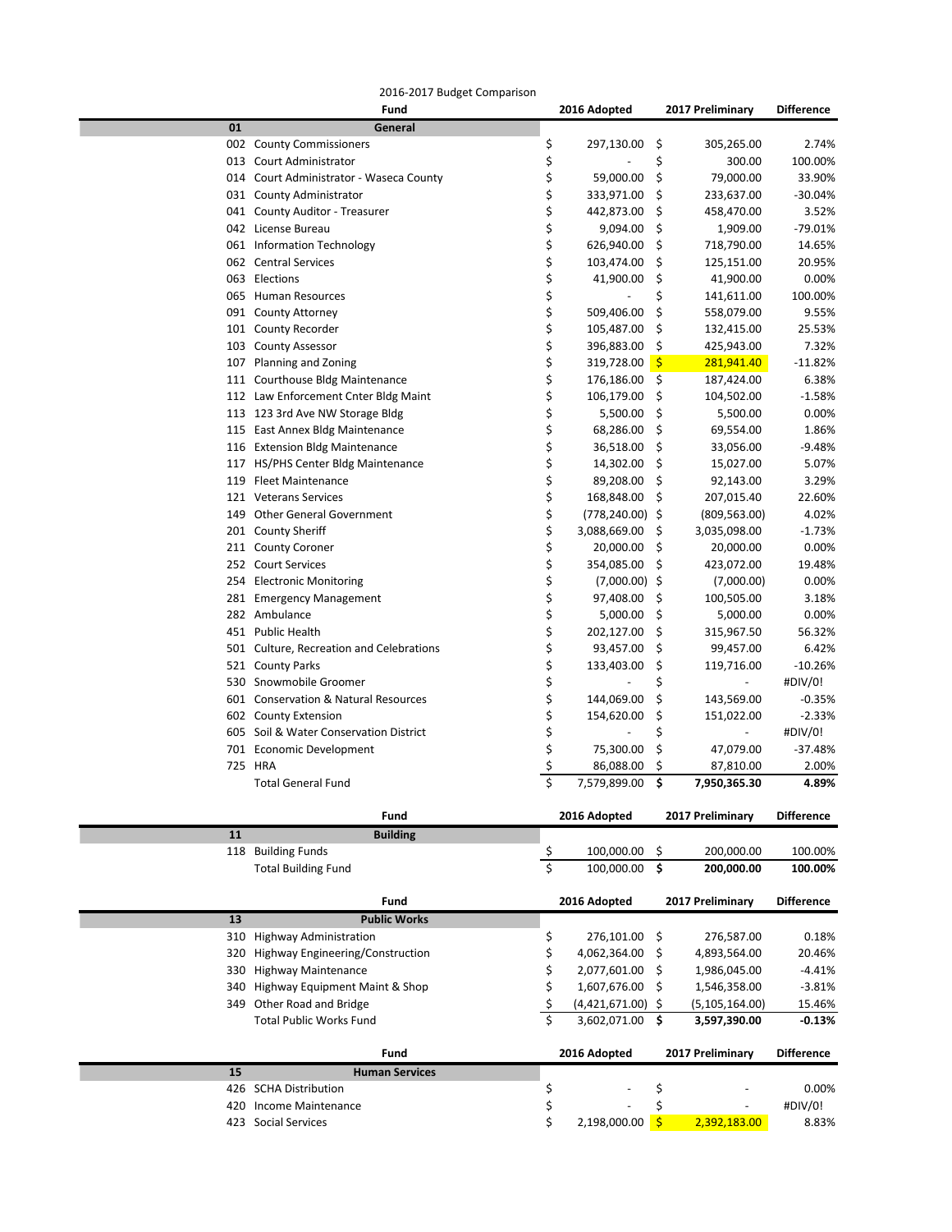2016-2017 Budget Comparison

| | Fund | 2016 Adopted | 2017 Preliminary | Difference |
|---|---|---|---|---|
| 01 | **General** | | | |
| 002 | County Commissioners | $ 297,130.00 | $ 305,265.00 | 2.74% |
| 013 | Court Administrator | $ - | $ 300.00 | 100.00% |
| 014 | Court Administrator - Waseca County | $ 59,000.00 | $ 79,000.00 | 33.90% |
| 031 | County Administrator | $ 333,971.00 | $ 233,637.00 | -30.04% |
| 041 | County Auditor - Treasurer | $ 442,873.00 | $ 458,470.00 | 3.52% |
| 042 | License Bureau | $ 9,094.00 | $ 1,909.00 | -79.01% |
| 061 | Information Technology | $ 626,940.00 | $ 718,790.00 | 14.65% |
| 062 | Central Services | $ 103,474.00 | $ 125,151.00 | 20.95% |
| 063 | Elections | $ 41,900.00 | $ 41,900.00 | 0.00% |
| 065 | Human Resources | $ - | $ 141,611.00 | 100.00% |
| 091 | County Attorney | $ 509,406.00 | $ 558,079.00 | 9.55% |
| 101 | County Recorder | $ 105,487.00 | $ 132,415.00 | 25.53% |
| 103 | County Assessor | $ 396,883.00 | $ 425,943.00 | 7.32% |
| 107 | Planning and Zoning | $ 319,728.00 | $ 281,941.40 | -11.82% |
| 111 | Courthouse Bldg Maintenance | $ 176,186.00 | $ 187,424.00 | 6.38% |
| 112 | Law Enforcement Cnter Bldg Maint | $ 106,179.00 | $ 104,502.00 | -1.58% |
| 113 | 123 3rd Ave NW Storage Bldg | $ 5,500.00 | $ 5,500.00 | 0.00% |
| 115 | East Annex Bldg Maintenance | $ 68,286.00 | $ 69,554.00 | 1.86% |
| 116 | Extension Bldg Maintenance | $ 36,518.00 | $ 33,056.00 | -9.48% |
| 117 | HS/PHS Center Bldg Maintenance | $ 14,302.00 | $ 15,027.00 | 5.07% |
| 119 | Fleet Maintenance | $ 89,208.00 | $ 92,143.00 | 3.29% |
| 121 | Veterans Services | $ 168,848.00 | $ 207,015.40 | 22.60% |
| 149 | Other General Government | $ (778,240.00) | $ (809,563.00) | 4.02% |
| 201 | County Sheriff | $ 3,088,669.00 | $ 3,035,098.00 | -1.73% |
| 211 | County Coroner | $ 20,000.00 | $ 20,000.00 | 0.00% |
| 252 | Court Services | $ 354,085.00 | $ 423,072.00 | 19.48% |
| 254 | Electronic Monitoring | $ (7,000.00) | $ (7,000.00) | 0.00% |
| 281 | Emergency Management | $ 97,408.00 | $ 100,505.00 | 3.18% |
| 282 | Ambulance | $ 5,000.00 | $ 5,000.00 | 0.00% |
| 451 | Public Health | $ 202,127.00 | $ 315,967.50 | 56.32% |
| 501 | Culture, Recreation and Celebrations | $ 93,457.00 | $ 99,457.00 | 6.42% |
| 521 | County Parks | $ 133,403.00 | $ 119,716.00 | -10.26% |
| 530 | Snowmobile Groomer | $ - | $ - | #DIV/0! |
| 601 | Conservation & Natural Resources | $ 144,069.00 | $ 143,569.00 | -0.35% |
| 602 | County Extension | $ 154,620.00 | $ 151,022.00 | -2.33% |
| 605 | Soil & Water Conservation District | $ - | $ - | #DIV/0! |
| 701 | Economic Development | $ 75,300.00 | $ 47,079.00 | -37.48% |
| 725 | HRA | $ 86,088.00 | $ 87,810.00 | 2.00% |
| | Total General Fund | $ 7,579,899.00 | **$ 7,950,365.30** | **4.89%** |

| | Fund | 2016 Adopted | 2017 Preliminary | Difference |
|---|---|---|---|---|
| 11 | **Building** | | | |
| 118 | Building Funds | $ 100,000.00 | $ 200,000.00 | 100.00% |
| | Total Building Fund | $ 100,000.00 | **$ 200,000.00** | **100.00%** |

| | Fund | 2016 Adopted | 2017 Preliminary | Difference |
|---|---|---|---|---|
| 13 | **Public Works** | | | |
| 310 | Highway Administration | $ 276,101.00 | $ 276,587.00 | 0.18% |
| 320 | Highway Engineering/Construction | $ 4,062,364.00 | $ 4,893,564.00 | 20.46% |
| 330 | Highway Maintenance | $ 2,077,601.00 | $ 1,986,045.00 | -4.41% |
| 340 | Highway Equipment Maint & Shop | $ 1,607,676.00 | $ 1,546,358.00 | -3.81% |
| 349 | Other Road and Bridge | $ (4,421,671.00) | $ (5,105,164.00) | 15.46% |
| | Total Public Works Fund | $ 3,602,071.00 | **$ 3,597,390.00** | **-0.13%** |

| | Fund | 2016 Adopted | 2017 Preliminary | Difference |
|---|---|---|---|---|
| 15 | **Human Services** | | | |
| 426 | SCHA Distribution | $ - | $ - | 0.00% |
| 420 | Income Maintenance | $ - | $ - | #DIV/0! |
| 423 | Social Services | $ 2,198,000.00 | $ 2,392,183.00 | 8.83% |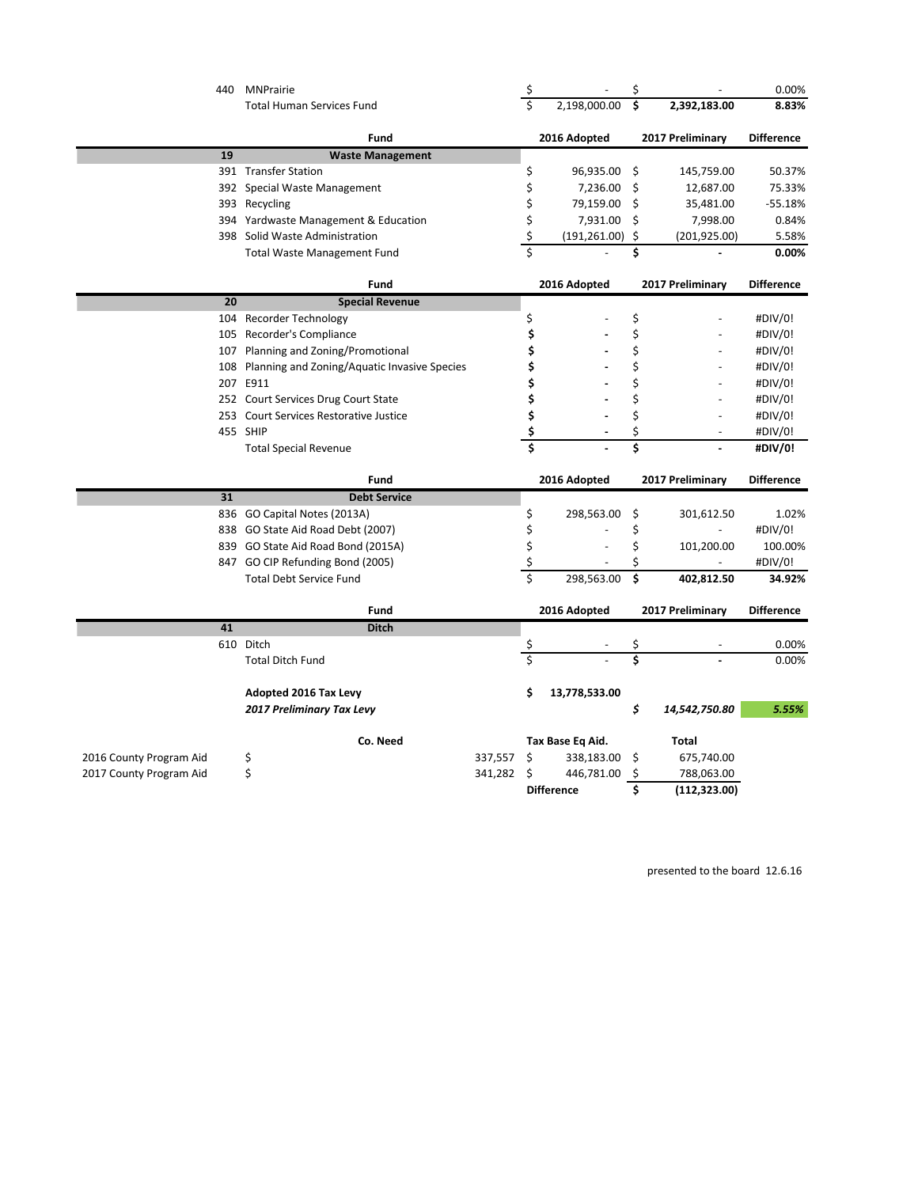| | | | | |
|---|---|---|---|---|
| 440 | MNPrairie | $ - | $ - | 0.00% |
| | Total Human Services Fund | $ 2,198,000.00 | **$ 2,392,183.00** | **8.83%** |

| | Fund | 2016 Adopted | 2017 Preliminary | Difference |
|---|---|---|---|---|
| **19** | **Waste Management** | | | |
| 391 | Transfer Station | $ 96,935.00 | $ 145,759.00 | 50.37% |
| 392 | Special Waste Management | $ 7,236.00 | $ 12,687.00 | 75.33% |
| 393 | Recycling | $ 79,159.00 | $ 35,481.00 | -55.18% |
| 394 | Yardwaste Management & Education | $ 7,931.00 | $ 7,998.00 | 0.84% |
| 398 | Solid Waste Administration | $ (191,261.00) | $ (201,925.00) | 5.58% |
| | Total Waste Management Fund | $ - | **$ -** | **0.00%** |

| | Fund | 2016 Adopted | 2017 Preliminary | Difference |
|---|---|---|---|---|
| **20** | **Special Revenue** | | | |
| 104 | Recorder Technology | $ - | $ - | #DIV/0! |
| 105 | Recorder's Compliance | $ - | $ - | #DIV/0! |
| 107 | Planning and Zoning/Promotional | $ - | $ - | #DIV/0! |
| 108 | Planning and Zoning/Aquatic Invasive Species | $ - | $ - | #DIV/0! |
| 207 | E911 | $ - | $ - | #DIV/0! |
| 252 | Court Services Drug Court State | $ - | $ - | #DIV/0! |
| 253 | Court Services Restorative Justice | $ - | $ - | #DIV/0! |
| 455 | SHIP | $ - | $ - | #DIV/0! |
| | Total Special Revenue | **$ -** | **$ -** | **#DIV/0!** |

| | Fund | 2016 Adopted | 2017 Preliminary | Difference |
|---|---|---|---|---|
| **31** | **Debt Service** | | | |
| 836 | GO Capital Notes (2013A) | $ 298,563.00 | $ 301,612.50 | 1.02% |
| 838 | GO State Aid Road Debt (2007) | $ - | $ - | #DIV/0! |
| 839 | GO State Aid Road Bond (2015A) | $ - | $ 101,200.00 | 100.00% |
| 847 | GO CIP Refunding Bond (2005) | $ - | $ - | #DIV/0! |
| | Total Debt Service Fund | $ 298,563.00 | **$ 402,812.50** | **34.92%** |

| | Fund | 2016 Adopted | 2017 Preliminary | Difference |
|---|---|---|---|---|
| **41** | **Ditch** | | | |
| 610 | Ditch | $ - | $ - | 0.00% |
| | Total Ditch Fund | $ - | **$ -** | 0.00% |

| | | | |
|---|---|---|---|
| **Adopted 2016 Tax Levy** | **$ 13,778,533.00** | | |
| ***2017 Preliminary Tax Levy*** | | ***$ 14,542,750.80*** | ***5.55%*** |

| | Co. Need | Tax Base Eq Aid. | Total |
|---|---|---|---|
| 2016 County Program Aid | $ 337,557 | $ 338,183.00 | $ 675,740.00 |
| 2017 County Program Aid | $ 341,282 | $ 446,781.00 | $ 788,063.00 |
| | | **Difference** | **$ (112,323.00)** |

presented to the board 12.6.16